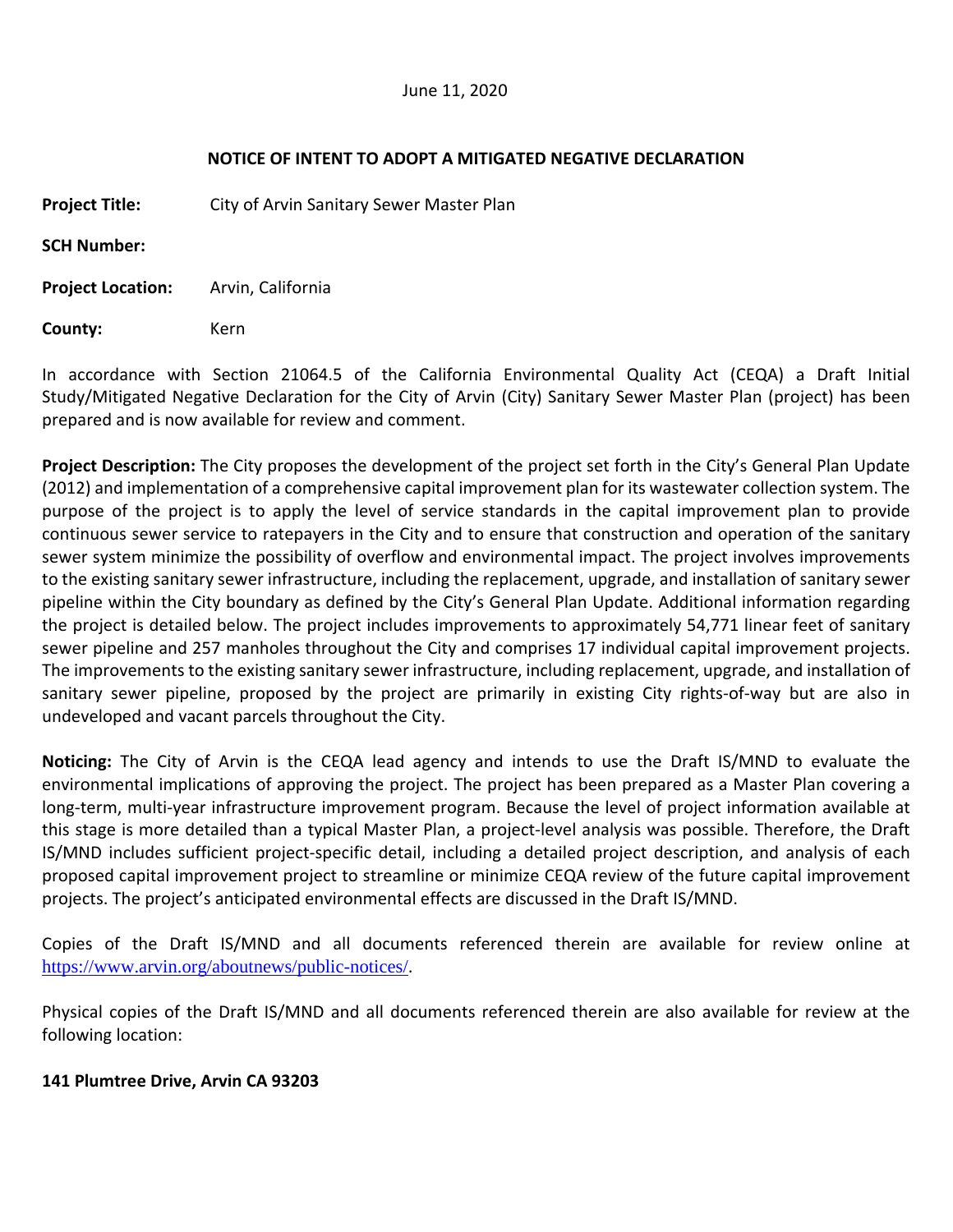June 11, 2020

## NOTICE OF INTENT TO ADOPT A MITIGATED NEGATIVE DECLARATION

**Project Title:** City of Arvin Sanitary Sewer Master Plan

**SCH Number:**

**Project Location:** Arvin, California

**County:** Kern

In accordance with Section 21064.5 of the California Environmental Quality Act (CEQA) a Draft Initial Study/Mitigated Negative Declaration for the City of Arvin (City) Sanitary Sewer Master Plan (project) has been prepared and is now available for review and comment.

**Project Description:** The City proposes the development of the project set forth in the City's General Plan Update (2012) and implementation of a comprehensive capital improvement plan for its wastewater collection system. The purpose of the project is to apply the level of service standards in the capital improvement plan to provide continuous sewer service to ratepayers in the City and to ensure that construction and operation of the sanitary sewer system minimize the possibility of overflow and environmental impact. The project involves improvements to the existing sanitary sewer infrastructure, including the replacement, upgrade, and installation of sanitary sewer pipeline within the City boundary as defined by the City's General Plan Update. Additional information regarding the project is detailed below. The project includes improvements to approximately 54,771 linear feet of sanitary sewer pipeline and 257 manholes throughout the City and comprises 17 individual capital improvement projects. The improvements to the existing sanitary sewer infrastructure, including replacement, upgrade, and installation of sanitary sewer pipeline, proposed by the project are primarily in existing City rights-of-way but are also in undeveloped and vacant parcels throughout the City.

**Noticing:** The City of Arvin is the CEQA lead agency and intends to use the Draft IS/MND to evaluate the environmental implications of approving the project. The project has been prepared as a Master Plan covering a long-term, multi-year infrastructure improvement program. Because the level of project information available at this stage is more detailed than a typical Master Plan, a project-level analysis was possible. Therefore, the Draft IS/MND includes sufficient project-specific detail, including a detailed project description, and analysis of each proposed capital improvement project to streamline or minimize CEQA review of the future capital improvement projects. The project's anticipated environmental effects are discussed in the Draft IS/MND.

Copies of the Draft IS/MND and all documents referenced therein are available for review online at https://www.arvin.org/aboutnews/public-notices/.

Physical copies of the Draft IS/MND and all documents referenced therein are also available for review at the following location:

**141 Plumtree Drive, Arvin CA 93203**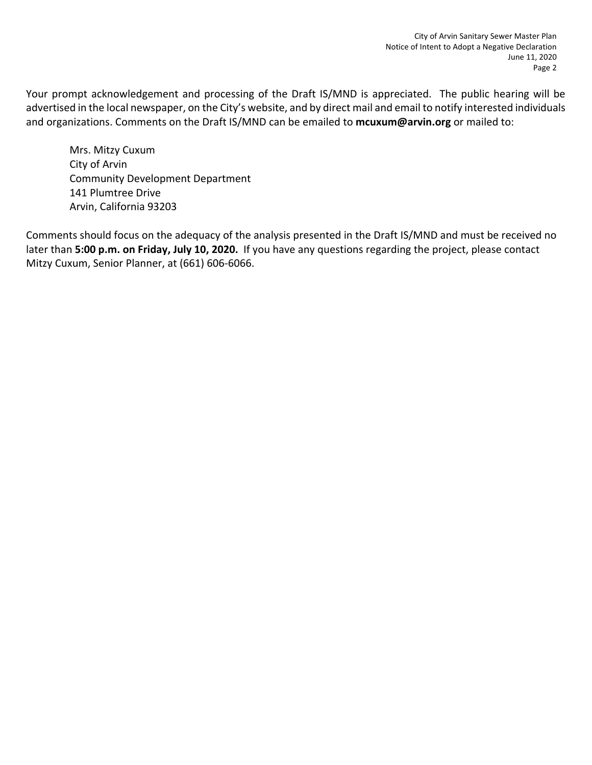Your prompt acknowledgement and processing of the Draft IS/MND is appreciated. The public hearing will be advertised in the local newspaper, on the City's website, and by direct mail and email to notify interested individuals and organizations. Comments on the Draft IS/MND can be emailed to **mcuxum@arvin.org** or mailed to:

Mrs. Mitzy Cuxum
City of Arvin
Community Development Department
141 Plumtree Drive
Arvin, California 93203

Comments should focus on the adequacy of the analysis presented in the Draft IS/MND and must be received no later than **5:00 p.m. on Friday, July 10, 2020.** If you have any questions regarding the project, please contact Mitzy Cuxum, Senior Planner, at (661) 606-6066.